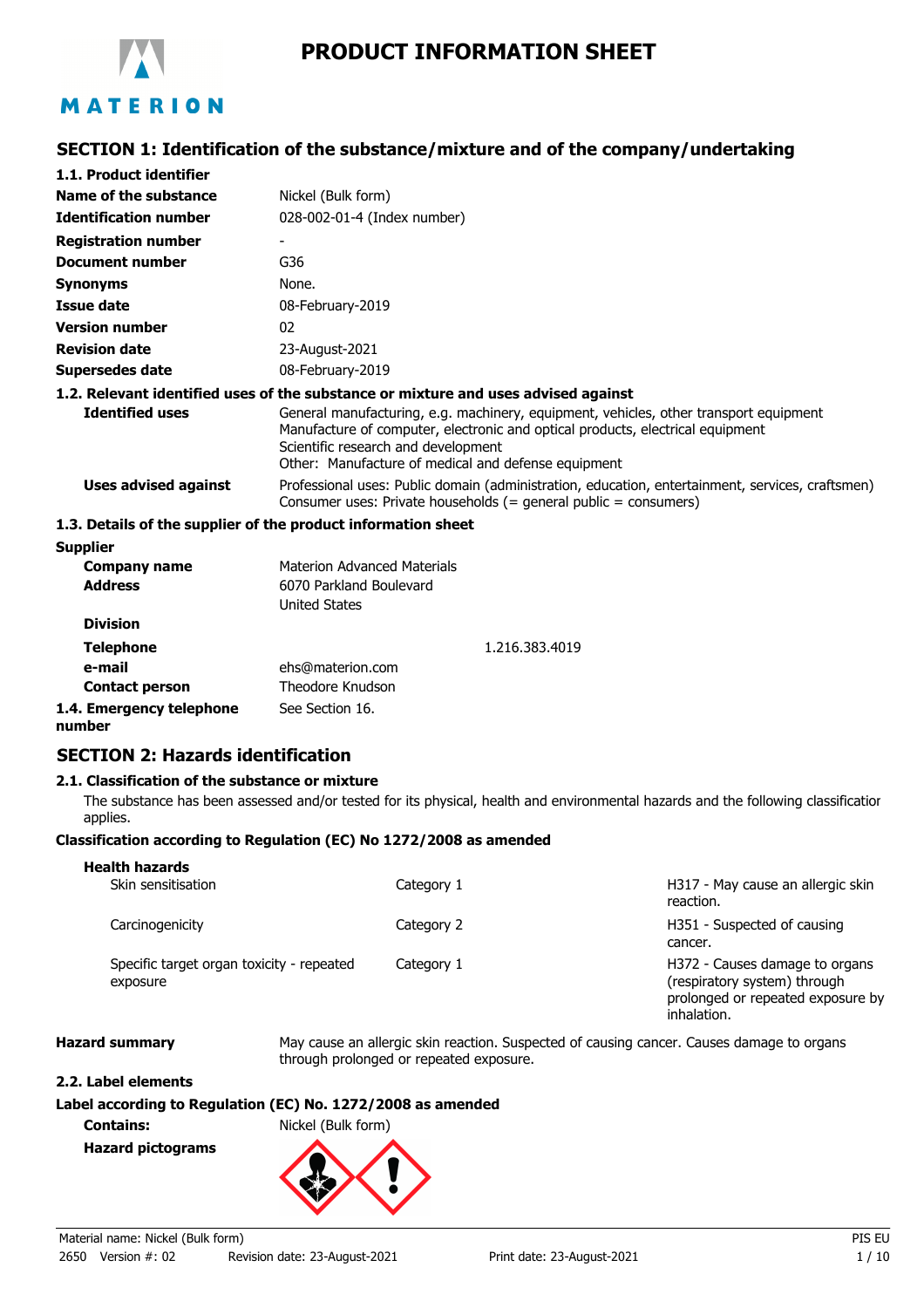# PRODUCT INFORMATION SHEET

## SECTION 1: Identification of the substance/mixture and of the company/undertaking

### 1.1. Product identifier

| | |
|---|---|
| **Name of the substance** | Nickel (Bulk form) |
| **Identification number** | 028-002-01-4 (Index number) |
| **Registration number** | - |
| **Document number** | G36 |
| **Synonyms** | None. |
| **Issue date** | 08-February-2019 |
| **Version number** | 02 |
| **Revision date** | 23-August-2021 |
| **Supersedes date** | 08-February-2019 |

### 1.2. Relevant identified uses of the substance or mixture and uses advised against

**Identified uses**
General manufacturing, e.g. machinery, equipment, vehicles, other transport equipment
Manufacture of computer, electronic and optical products, electrical equipment
Scientific research and development
Other: Manufacture of medical and defense equipment

**Uses advised against**
Professional uses: Public domain (administration, education, entertainment, services, craftsmen)
Consumer uses: Private households (= general public = consumers)

### 1.3. Details of the supplier of the product information sheet

**Supplier**

| | |
|---|---|
| **Company name** | Materion Advanced Materials |
| **Address** | 6070 Parkland Boulevard<br>United States |
| **Division** | |
| **Telephone** | 1.216.383.4019 |
| **e-mail** | ehs@materion.com |
| **Contact person** | Theodore Knudson |

### 1.4. Emergency telephone number

See Section 16.

## SECTION 2: Hazards identification

### 2.1. Classification of the substance or mixture

The substance has been assessed and/or tested for its physical, health and environmental hazards and the following classification applies.

**Classification according to Regulation (EC) No 1272/2008 as amended**

**Health hazards**

| | | |
|---|---|---|
| Skin sensitisation | Category 1 | H317 - May cause an allergic skin reaction. |
| Carcinogenicity | Category 2 | H351 - Suspected of causing cancer. |
| Specific target organ toxicity - repeated exposure | Category 1 | H372 - Causes damage to organs (respiratory system) through prolonged or repeated exposure by inhalation. |

**Hazard summary**
May cause an allergic skin reaction. Suspected of causing cancer. Causes damage to organs through prolonged or repeated exposure.

### 2.2. Label elements

**Label according to Regulation (EC) No. 1272/2008 as amended**

**Contains:** Nickel (Bulk form)

**Hazard pictograms**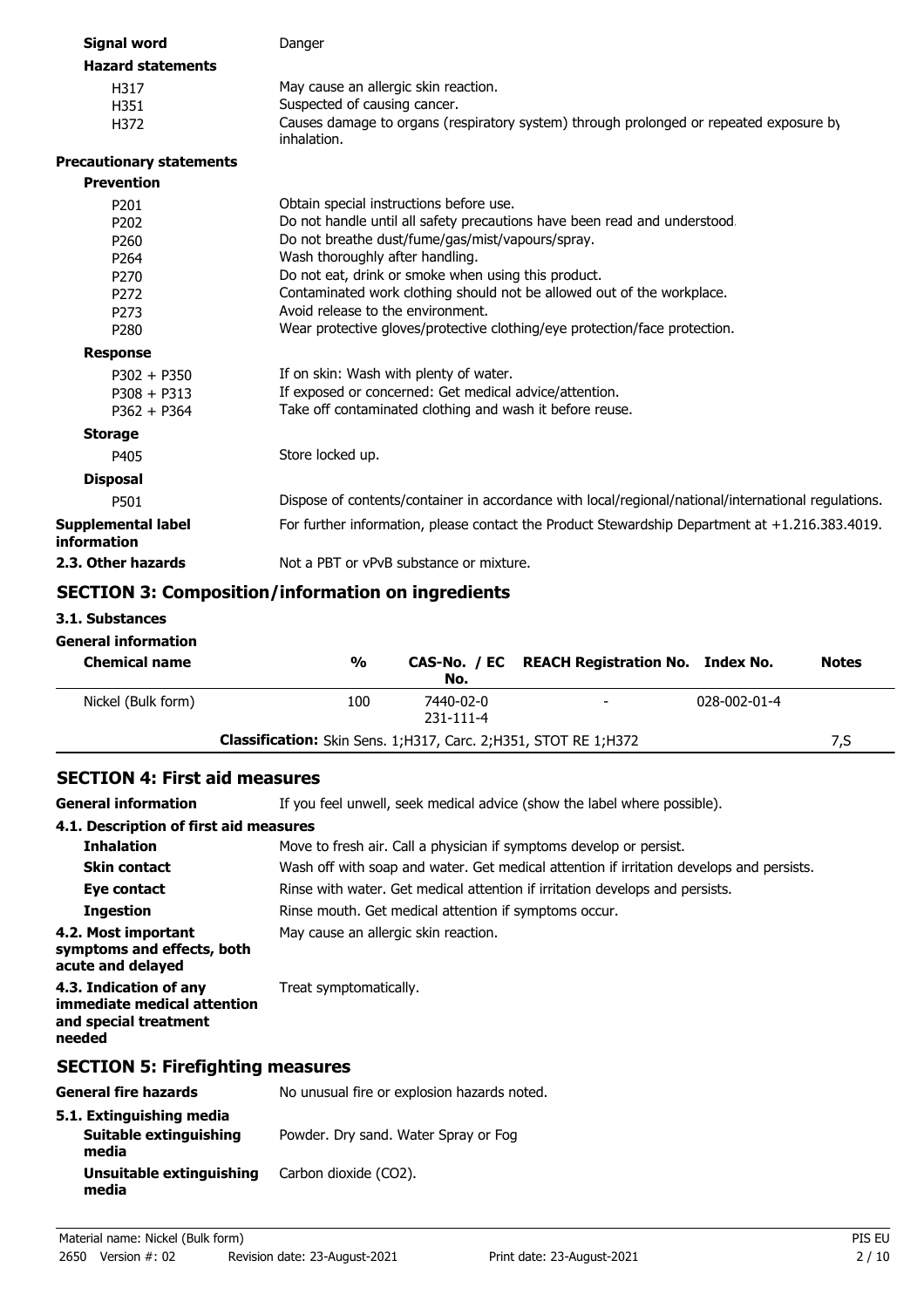**Signal word** Danger

**Hazard statements**

| | |
|---|---|
| H317 | May cause an allergic skin reaction. |
| H351 | Suspected of causing cancer. |
| H372 | Causes damage to organs (respiratory system) through prolonged or repeated exposure by inhalation. |

**Precautionary statements**

**Prevention**

| | |
|---|---|
| P201 | Obtain special instructions before use. |
| P202 | Do not handle until all safety precautions have been read and understood. |
| P260 | Do not breathe dust/fume/gas/mist/vapours/spray. |
| P264 | Wash thoroughly after handling. |
| P270 | Do not eat, drink or smoke when using this product. |
| P272 | Contaminated work clothing should not be allowed out of the workplace. |
| P273 | Avoid release to the environment. |
| P280 | Wear protective gloves/protective clothing/eye protection/face protection. |

**Response**

| | |
|---|---|
| P302 + P350 | If on skin: Wash with plenty of water. |
| P308 + P313 | If exposed or concerned: Get medical advice/attention. |
| P362 + P364 | Take off contaminated clothing and wash it before reuse. |

**Storage**

| | |
|---|---|
| P405 | Store locked up. |

**Disposal**

| | |
|---|---|
| P501 | Dispose of contents/container in accordance with local/regional/national/international regulations. |

**Supplemental label information** For further information, please contact the Product Stewardship Department at +1.216.383.4019.

**2.3. Other hazards** Not a PBT or vPvB substance or mixture.

## SECTION 3: Composition/information on ingredients

### 3.1. Substances

**General information**

| Chemical name | % | CAS-No. / EC No. | REACH Registration No. | Index No. | Notes |
|---|---|---|---|---|---|
| Nickel (Bulk form) | 100 | 7440-02-0 231-111-4 | - | 028-002-01-4 | |
| **Classification:** Skin Sens. 1;H317, Carc. 2;H351, STOT RE 1;H372 | | | | | 7,S |

## SECTION 4: First aid measures

**General information** If you feel unwell, seek medical advice (show the label where possible).

### 4.1. Description of first aid measures

**Inhalation** Move to fresh air. Call a physician if symptoms develop or persist.

**Skin contact** Wash off with soap and water. Get medical attention if irritation develops and persists.

**Eye contact** Rinse with water. Get medical attention if irritation develops and persists.

**Ingestion** Rinse mouth. Get medical attention if symptoms occur.

**4.2. Most important symptoms and effects, both acute and delayed** May cause an allergic skin reaction.

**4.3. Indication of any immediate medical attention and special treatment needed** Treat symptomatically.

## SECTION 5: Firefighting measures

**General fire hazards** No unusual fire or explosion hazards noted.

### 5.1. Extinguishing media

**Suitable extinguishing media** Powder. Dry sand. Water Spray or Fog

**Unsuitable extinguishing media** Carbon dioxide ($CO_2$).

Material name: Nickel (Bulk form)

2650 Version #: 02 Revision date: 23-August-2021 Print date: 23-August-2021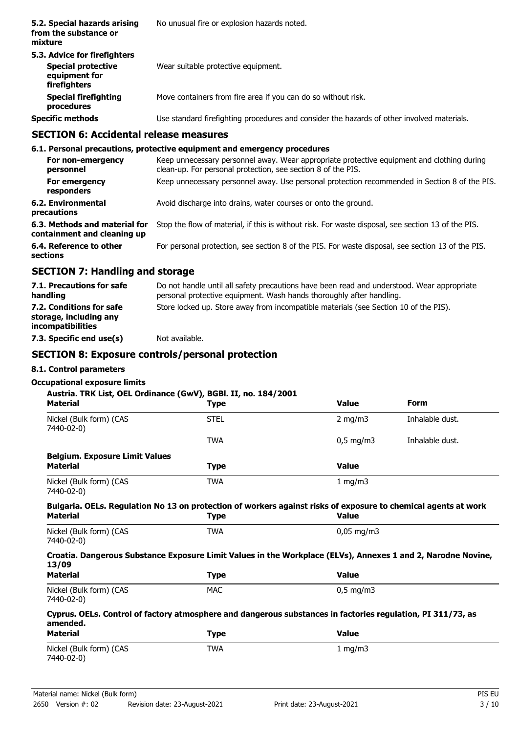| | |
|---|---|
| **5.2. Special hazards arising from the substance or mixture** | No unusual fire or explosion hazards noted. |
| **5.3. Advice for firefighters** | |
| **Special protective equipment for firefighters** | Wear suitable protective equipment. |
| **Special firefighting procedures** | Move containers from fire area if you can do so without risk. |
| **Specific methods** | Use standard firefighting procedures and consider the hazards of other involved materials. |

## SECTION 6: Accidental release measures

### 6.1. Personal precautions, protective equipment and emergency procedures

| | |
|---|---|
| **For non-emergency personnel** | Keep unnecessary personnel away. Wear appropriate protective equipment and clothing during clean-up. For personal protection, see section 8 of the PIS. |
| **For emergency responders** | Keep unnecessary personnel away. Use personal protection recommended in Section 8 of the PIS. |
| **6.2. Environmental precautions** | Avoid discharge into drains, water courses or onto the ground. |
| **6.3. Methods and material for containment and cleaning up** | Stop the flow of material, if this is without risk. For waste disposal, see section 13 of the PIS. |
| **6.4. Reference to other sections** | For personal protection, see section 8 of the PIS. For waste disposal, see section 13 of the PIS. |

## SECTION 7: Handling and storage

| | |
|---|---|
| **7.1. Precautions for safe handling** | Do not handle until all safety precautions have been read and understood. Wear appropriate personal protective equipment. Wash hands thoroughly after handling. |
| **7.2. Conditions for safe storage, including any incompatibilities** | Store locked up. Store away from incompatible materials (see Section 10 of the PIS). |
| **7.3. Specific end use(s)** | Not available. |

## SECTION 8: Exposure controls/personal protection

### 8.1. Control parameters

**Occupational exposure limits**

**Austria. TRK List, OEL Ordinance (GwV), BGBl. II, no. 184/2001**

| Material | Type | Value | Form |
|---|---|---|---|
| Nickel (Bulk form) (CAS 7440-02-0) | STEL | 2 mg/m3 | Inhalable dust. |
| | TWA | 0,5 mg/m3 | Inhalable dust. |

**Belgium. Exposure Limit Values**

| Material | Type | Value |
|---|---|---|
| Nickel (Bulk form) (CAS 7440-02-0) | TWA | 1 mg/m3 |

**Bulgaria. OELs. Regulation No 13 on protection of workers against risks of exposure to chemical agents at work**

| Material | Type | Value |
|---|---|---|
| Nickel (Bulk form) (CAS 7440-02-0) | TWA | 0,05 mg/m3 |

**Croatia. Dangerous Substance Exposure Limit Values in the Workplace (ELVs), Annexes 1 and 2, Narodne Novine, 13/09**

| Material | Type | Value |
|---|---|---|
| Nickel (Bulk form) (CAS 7440-02-0) | MAC | 0,5 mg/m3 |

**Cyprus. OELs. Control of factory atmosphere and dangerous substances in factories regulation, PI 311/73, as amended.**

| Material | Type | Value |
|---|---|---|
| Nickel (Bulk form) (CAS 7440-02-0) | TWA | 1 mg/m3 |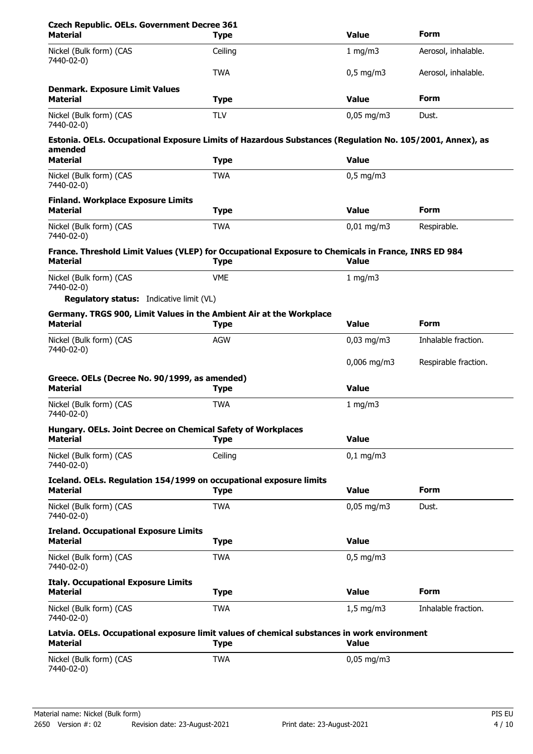**Czech Republic. OELs. Government Decree 361**

| Material | Type | Value | Form |
|---|---|---|---|
| Nickel (Bulk form) (CAS 7440-02-0) | Ceiling | 1 mg/m3 | Aerosol, inhalable. |
| | TWA | 0,5 mg/m3 | Aerosol, inhalable. |

**Denmark. Exposure Limit Values**

| Material | Type | Value | Form |
|---|---|---|---|
| Nickel (Bulk form) (CAS 7440-02-0) | TLV | 0,05 mg/m3 | Dust. |

**Estonia. OELs. Occupational Exposure Limits of Hazardous Substances (Regulation No. 105/2001, Annex), as amended**

| Material | Type | Value |
|---|---|---|
| Nickel (Bulk form) (CAS 7440-02-0) | TWA | 0,5 mg/m3 |

**Finland. Workplace Exposure Limits**

| Material | Type | Value | Form |
|---|---|---|---|
| Nickel (Bulk form) (CAS 7440-02-0) | TWA | 0,01 mg/m3 | Respirable. |

**France. Threshold Limit Values (VLEP) for Occupational Exposure to Chemicals in France, INRS ED 984**

| Material | Type | Value |
|---|---|---|
| Nickel (Bulk form) (CAS 7440-02-0) | VME | 1 mg/m3 |

**Regulatory status:** Indicative limit (VL)

**Germany. TRGS 900, Limit Values in the Ambient Air at the Workplace**

| Material | Type | Value | Form |
|---|---|---|---|
| Nickel (Bulk form) (CAS 7440-02-0) | AGW | 0,03 mg/m3 | Inhalable fraction. |
| | | 0,006 mg/m3 | Respirable fraction. |

**Greece. OELs (Decree No. 90/1999, as amended)**

| Material | Type | Value |
|---|---|---|
| Nickel (Bulk form) (CAS 7440-02-0) | TWA | 1 mg/m3 |

**Hungary. OELs. Joint Decree on Chemical Safety of Workplaces**

| Material | Type | Value |
|---|---|---|
| Nickel (Bulk form) (CAS 7440-02-0) | Ceiling | 0,1 mg/m3 |

**Iceland. OELs. Regulation 154/1999 on occupational exposure limits**

| Material | Type | Value | Form |
|---|---|---|---|
| Nickel (Bulk form) (CAS 7440-02-0) | TWA | 0,05 mg/m3 | Dust. |

**Ireland. Occupational Exposure Limits**

| Material | Type | Value |
|---|---|---|
| Nickel (Bulk form) (CAS 7440-02-0) | TWA | 0,5 mg/m3 |

**Italy. Occupational Exposure Limits**

| Material | Type | Value | Form |
|---|---|---|---|
| Nickel (Bulk form) (CAS 7440-02-0) | TWA | 1,5 mg/m3 | Inhalable fraction. |

**Latvia. OELs. Occupational exposure limit values of chemical substances in work environment**

| Material | Type | Value |
|---|---|---|
| Nickel (Bulk form) (CAS 7440-02-0) | TWA | 0,05 mg/m3 |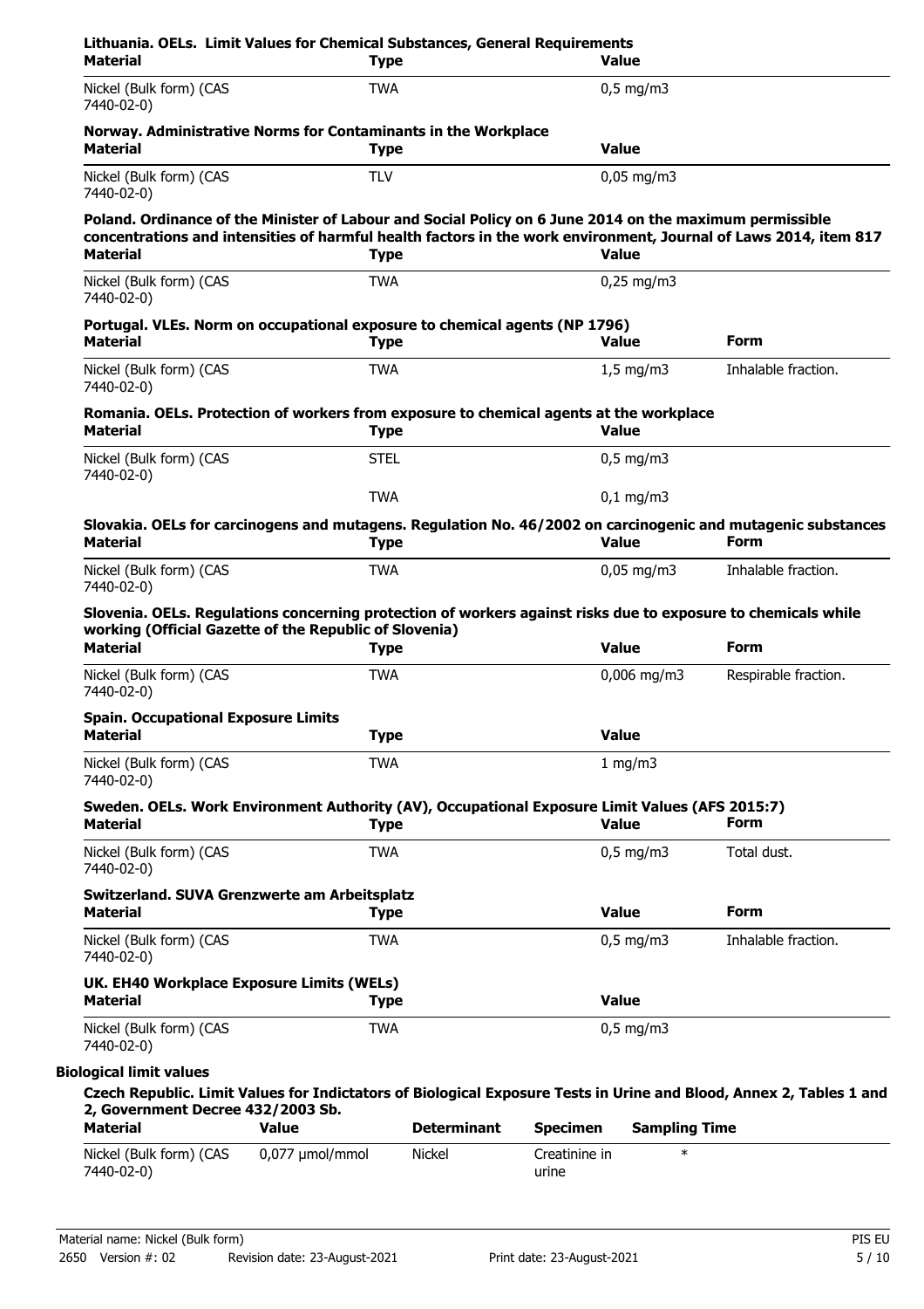**Lithuania. OELs. Limit Values for Chemical Substances, General Requirements**

| Material | Type | Value |
|---|---|---|
| Nickel (Bulk form) (CAS 7440-02-0) | TWA | 0,5 mg/m3 |

**Norway. Administrative Norms for Contaminants in the Workplace**

| Material | Type | Value |
|---|---|---|
| Nickel (Bulk form) (CAS 7440-02-0) | TLV | 0,05 mg/m3 |

**Poland. Ordinance of the Minister of Labour and Social Policy on 6 June 2014 on the maximum permissible concentrations and intensities of harmful health factors in the work environment, Journal of Laws 2014, item 817**

| Material | Type | Value |
|---|---|---|
| Nickel (Bulk form) (CAS 7440-02-0) | TWA | 0,25 mg/m3 |

**Portugal. VLEs. Norm on occupational exposure to chemical agents (NP 1796)**

| Material | Type | Value | Form |
|---|---|---|---|
| Nickel (Bulk form) (CAS 7440-02-0) | TWA | 1,5 mg/m3 | Inhalable fraction. |

**Romania. OELs. Protection of workers from exposure to chemical agents at the workplace**

| Material | Type | Value |
|---|---|---|
| Nickel (Bulk form) (CAS 7440-02-0) | STEL | 0,5 mg/m3 |
| | TWA | 0,1 mg/m3 |

**Slovakia. OELs for carcinogens and mutagens. Regulation No. 46/2002 on carcinogenic and mutagenic substances**

| Material | Type | Value | Form |
|---|---|---|---|
| Nickel (Bulk form) (CAS 7440-02-0) | TWA | 0,05 mg/m3 | Inhalable fraction. |

**Slovenia. OELs. Regulations concerning protection of workers against risks due to exposure to chemicals while working (Official Gazette of the Republic of Slovenia)**

| Material | Type | Value | Form |
|---|---|---|---|
| Nickel (Bulk form) (CAS 7440-02-0) | TWA | 0,006 mg/m3 | Respirable fraction. |

**Spain. Occupational Exposure Limits**

| Material | Type | Value |
|---|---|---|
| Nickel (Bulk form) (CAS 7440-02-0) | TWA | 1 mg/m3 |

**Sweden. OELs. Work Environment Authority (AV), Occupational Exposure Limit Values (AFS 2015:7)**

| Material | Type | Value | Form |
|---|---|---|---|
| Nickel (Bulk form) (CAS 7440-02-0) | TWA | 0,5 mg/m3 | Total dust. |

**Switzerland. SUVA Grenzwerte am Arbeitsplatz**

| Material | Type | Value | Form |
|---|---|---|---|
| Nickel (Bulk form) (CAS 7440-02-0) | TWA | 0,5 mg/m3 | Inhalable fraction. |

**UK. EH40 Workplace Exposure Limits (WELs)**

| Material | Type | Value |
|---|---|---|
| Nickel (Bulk form) (CAS 7440-02-0) | TWA | 0,5 mg/m3 |

**Biological limit values**

**Czech Republic. Limit Values for Indictators of Biological Exposure Tests in Urine and Blood, Annex 2, Tables 1 and 2, Government Decree 432/2003 Sb.**

| Material | Value | Determinant | Specimen | Sampling Time |
|---|---|---|---|---|
| Nickel (Bulk form) (CAS 7440-02-0) | 0,077 µmol/mmol | Nickel | Creatinine in urine | * |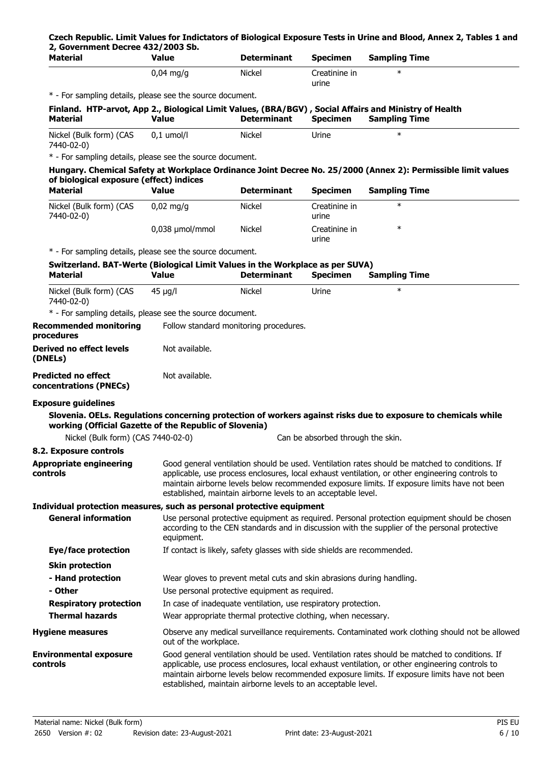**Czech Republic. Limit Values for Indictators of Biological Exposure Tests in Urine and Blood, Annex 2, Tables 1 and 2, Government Decree 432/2003 Sb.**

| Material | Value | Determinant | Specimen | Sampling Time |
|---|---|---|---|---|
| | 0,04 mg/g | Nickel | Creatinine in urine | * |

\* - For sampling details, please see the source document.

**Finland. HTP-arvot, App 2., Biological Limit Values, (BRA/BGV) , Social Affairs and Ministry of Health**

| Material | Value | Determinant | Specimen | Sampling Time |
|---|---|---|---|---|
| Nickel (Bulk form) (CAS 7440-02-0) | 0,1 umol/l | Nickel | Urine | * |

\* - For sampling details, please see the source document.

**Hungary. Chemical Safety at Workplace Ordinance Joint Decree No. 25/2000 (Annex 2): Permissible limit values of biological exposure (effect) indices**

| Material | Value | Determinant | Specimen | Sampling Time |
|---|---|---|---|---|
| Nickel (Bulk form) (CAS 7440-02-0) | 0,02 mg/g | Nickel | Creatinine in urine | * |
| | 0,038 µmol/mmol | Nickel | Creatinine in urine | * |

\* - For sampling details, please see the source document.

**Switzerland. BAT-Werte (Biological Limit Values in the Workplace as per SUVA)**

| Material | Value | Determinant | Specimen | Sampling Time |
|---|---|---|---|---|
| Nickel (Bulk form) (CAS 7440-02-0) | 45 µg/l | Nickel | Urine | * |

\* - For sampling details, please see the source document.

**Recommended monitoring procedures** Follow standard monitoring procedures.

**Derived no effect levels (DNELs)** Not available.

**Predicted no effect concentrations (PNECs)** Not available.

**Exposure guidelines**

**Slovenia. OELs. Regulations concerning protection of workers against risks due to exposure to chemicals while working (Official Gazette of the Republic of Slovenia)**

Nickel (Bulk form) (CAS 7440-02-0) Can be absorbed through the skin.

**8.2. Exposure controls**

**Appropriate engineering controls** Good general ventilation should be used. Ventilation rates should be matched to conditions. If applicable, use process enclosures, local exhaust ventilation, or other engineering controls to maintain airborne levels below recommended exposure limits. If exposure limits have not been established, maintain airborne levels to an acceptable level.

**Individual protection measures, such as personal protective equipment**

**General information** Use personal protective equipment as required. Personal protection equipment should be chosen according to the CEN standards and in discussion with the supplier of the personal protective equipment.

**Eye/face protection** If contact is likely, safety glasses with side shields are recommended.

**Skin protection**

**- Hand protection** Wear gloves to prevent metal cuts and skin abrasions during handling.

**- Other** Use personal protective equipment as required.

**Respiratory protection** In case of inadequate ventilation, use respiratory protection.

**Thermal hazards** Wear appropriate thermal protective clothing, when necessary.

**Hygiene measures** Observe any medical surveillance requirements. Contaminated work clothing should not be allowed out of the workplace.

**Environmental exposure controls** Good general ventilation should be used. Ventilation rates should be matched to conditions. If applicable, use process enclosures, local exhaust ventilation, or other engineering controls to maintain airborne levels below recommended exposure limits. If exposure limits have not been established, maintain airborne levels to an acceptable level.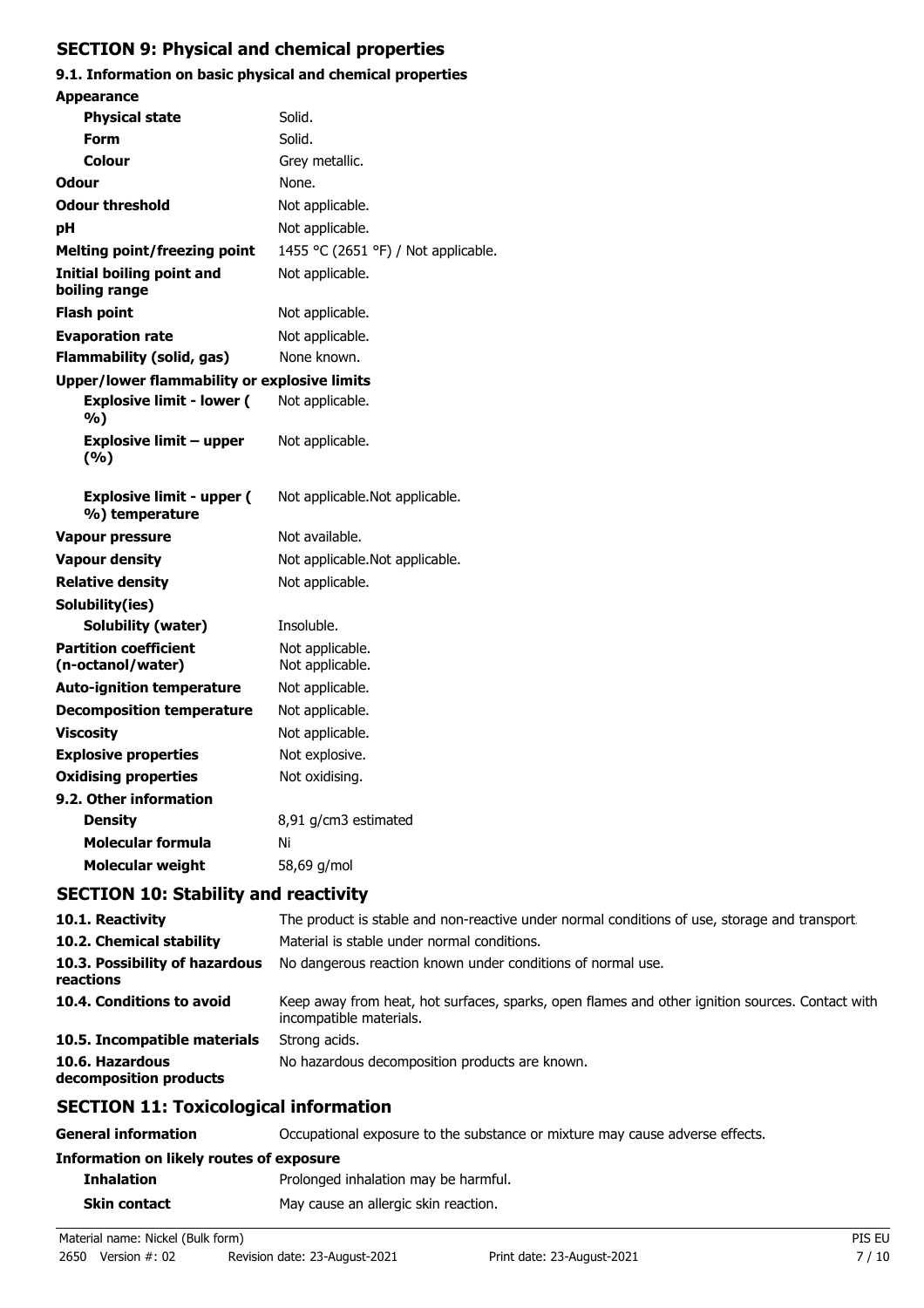## SECTION 9: Physical and chemical properties

### 9.1. Information on basic physical and chemical properties

**Appearance**

| | |
|---|---|
| **Physical state** | Solid. |
| **Form** | Solid. |
| **Colour** | Grey metallic. |
| **Odour** | None. |
| **Odour threshold** | Not applicable. |
| **pH** | Not applicable. |
| **Melting point/freezing point** | 1455 °C (2651 °F) / Not applicable. |
| **Initial boiling point and boiling range** | Not applicable. |
| **Flash point** | Not applicable. |
| **Evaporation rate** | Not applicable. |
| **Flammability (solid, gas)** | None known. |
| **Upper/lower flammability or explosive limits** | |
| **Explosive limit - lower ( %)** | Not applicable. |
| **Explosive limit – upper (%)** | Not applicable. |
| **Explosive limit - upper ( %) temperature** | Not applicable.Not applicable. |
| **Vapour pressure** | Not available. |
| **Vapour density** | Not applicable.Not applicable. |
| **Relative density** | Not applicable. |
| **Solubility(ies)** | |
| **Solubility (water)** | Insoluble. |
| **Partition coefficient (n-octanol/water)** | Not applicable. Not applicable. |
| **Auto-ignition temperature** | Not applicable. |
| **Decomposition temperature** | Not applicable. |
| **Viscosity** | Not applicable. |
| **Explosive properties** | Not explosive. |
| **Oxidising properties** | Not oxidising. |

**9.2. Other information**

| | |
|---|---|
| **Density** | 8,91 g/cm3 estimated |
| **Molecular formula** | Ni |
| **Molecular weight** | 58,69 g/mol |

## SECTION 10: Stability and reactivity

| | |
|---|---|
| **10.1. Reactivity** | The product is stable and non-reactive under normal conditions of use, storage and transport. |
| **10.2. Chemical stability** | Material is stable under normal conditions. |
| **10.3. Possibility of hazardous reactions** | No dangerous reaction known under conditions of normal use. |
| **10.4. Conditions to avoid** | Keep away from heat, hot surfaces, sparks, open flames and other ignition sources. Contact with incompatible materials. |
| **10.5. Incompatible materials** | Strong acids. |
| **10.6. Hazardous decomposition products** | No hazardous decomposition products are known. |

## SECTION 11: Toxicological information

| | |
|---|---|
| **General information** | Occupational exposure to the substance or mixture may cause adverse effects. |

**Information on likely routes of exposure**

| | |
|---|---|
| **Inhalation** | Prolonged inhalation may be harmful. |
| **Skin contact** | May cause an allergic skin reaction. |

Material name: Nickel (Bulk form)

2650 Version #: 02 Revision date: 23-August-2021 Print date: 23-August-2021

PIS EU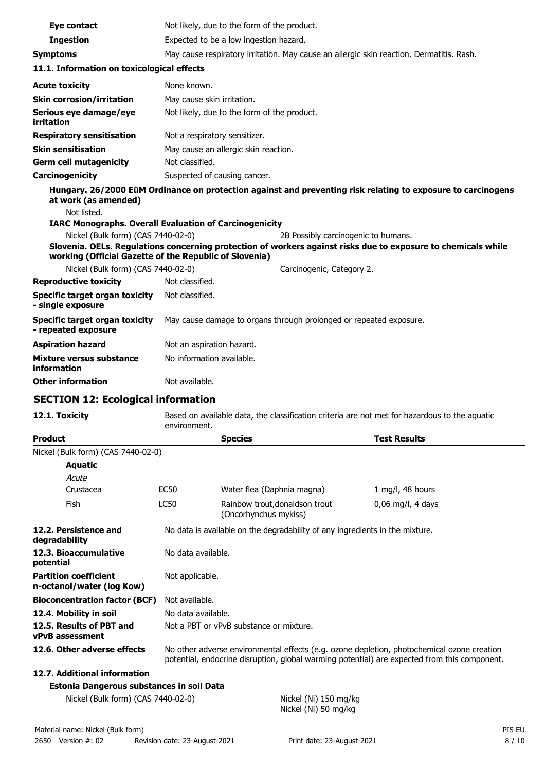| | |
|---|---|
| **Eye contact** | Not likely, due to the form of the product. |
| **Ingestion** | Expected to be a low ingestion hazard. |
| **Symptoms** | May cause respiratory irritation. May cause an allergic skin reaction. Dermatitis. Rash. |

### 11.1. Information on toxicological effects

| | |
|---|---|
| **Acute toxicity** | None known. |
| **Skin corrosion/irritation** | May cause skin irritation. |
| **Serious eye damage/eye irritation** | Not likely, due to the form of the product. |
| **Respiratory sensitisation** | Not a respiratory sensitizer. |
| **Skin sensitisation** | May cause an allergic skin reaction. |
| **Germ cell mutagenicity** | Not classified. |
| **Carcinogenicity** | Suspected of causing cancer. |

**Hungary. 26/2000 EüM Ordinance on protection against and preventing risk relating to exposure to carcinogens at work (as amended)**

Not listed.

**IARC Monographs. Overall Evaluation of Carcinogenicity**

Nickel (Bulk form) (CAS 7440-02-0) — 2B Possibly carcinogenic to humans.

**Slovenia. OELs. Regulations concerning protection of workers against risks due to exposure to chemicals while working (Official Gazette of the Republic of Slovenia)**

Nickel (Bulk form) (CAS 7440-02-0) — Carcinogenic, Category 2.

| | |
|---|---|
| **Reproductive toxicity** | Not classified. |
| **Specific target organ toxicity - single exposure** | Not classified. |
| **Specific target organ toxicity - repeated exposure** | May cause damage to organs through prolonged or repeated exposure. |
| **Aspiration hazard** | Not an aspiration hazard. |
| **Mixture versus substance information** | No information available. |
| **Other information** | Not available. |

## SECTION 12: Ecological information

**12.1. Toxicity** — Based on available data, the classification criteria are not met for hazardous to the aquatic environment.

| Product | | Species | Test Results |
|---|---|---|---|
| Nickel (Bulk form) (CAS 7440-02-0) | | | |
| **Aquatic** | | | |
| *Acute* | | | |
| Crustacea | EC50 | Water flea (Daphnia magna) | 1 mg/l, 48 hours |
| Fish | LC50 | Rainbow trout,donaldson trout (Oncorhynchus mykiss) | 0,06 mg/l, 4 days |

| | |
|---|---|
| **12.2. Persistence and degradability** | No data is available on the degradability of any ingredients in the mixture. |
| **12.3. Bioaccumulative potential** | No data available. |
| **Partition coefficient n-octanol/water (log Kow)** | Not applicable. |
| **Bioconcentration factor (BCF)** | Not available. |
| **12.4. Mobility in soil** | No data available. |
| **12.5. Results of PBT and vPvB assessment** | Not a PBT or vPvB substance or mixture. |
| **12.6. Other adverse effects** | No other adverse environmental effects (e.g. ozone depletion, photochemical ozone creation potential, endocrine disruption, global warming potential) are expected from this component. |

**12.7. Additional information**

**Estonia Dangerous substances in soil Data**

Nickel (Bulk form) (CAS 7440-02-0) — Nickel (Ni) 150 mg/kg; Nickel (Ni) 50 mg/kg

Material name: Nickel (Bulk form)
2650 Version #: 02 Revision date: 23-August-2021 Print date: 23-August-2021 PIS EU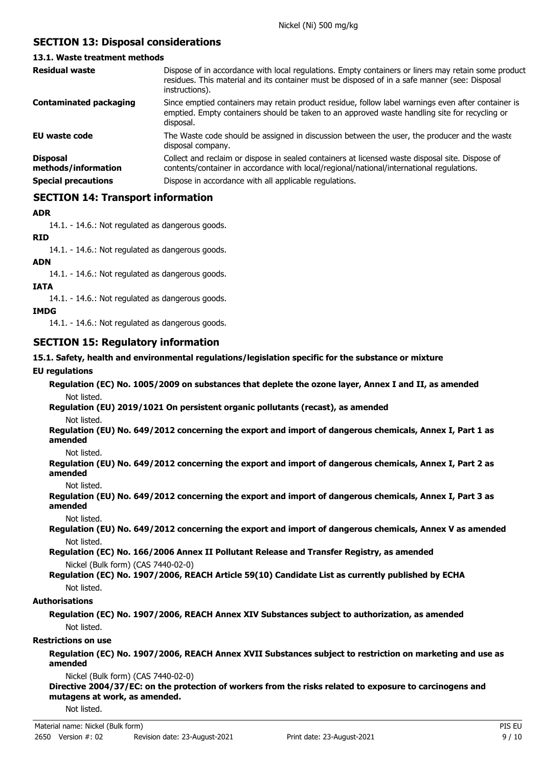Nickel (Ni) 500 mg/kg

## SECTION 13: Disposal considerations

### 13.1. Waste treatment methods

| | |
|---|---|
| **Residual waste** | Dispose of in accordance with local regulations. Empty containers or liners may retain some product residues. This material and its container must be disposed of in a safe manner (see: Disposal instructions). |
| **Contaminated packaging** | Since emptied containers may retain product residue, follow label warnings even after container is emptied. Empty containers should be taken to an approved waste handling site for recycling or disposal. |
| **EU waste code** | The Waste code should be assigned in discussion between the user, the producer and the waste disposal company. |
| **Disposal methods/information** | Collect and reclaim or dispose in sealed containers at licensed waste disposal site. Dispose of contents/container in accordance with local/regional/national/international regulations. |
| **Special precautions** | Dispose in accordance with all applicable regulations. |

## SECTION 14: Transport information

**ADR**

14.1. - 14.6.: Not regulated as dangerous goods.

**RID**

14.1. - 14.6.: Not regulated as dangerous goods.

**ADN**

14.1. - 14.6.: Not regulated as dangerous goods.

**IATA**

14.1. - 14.6.: Not regulated as dangerous goods.

**IMDG**

14.1. - 14.6.: Not regulated as dangerous goods.

## SECTION 15: Regulatory information

### 15.1. Safety, health and environmental regulations/legislation specific for the substance or mixture

**EU regulations**

**Regulation (EC) No. 1005/2009 on substances that deplete the ozone layer, Annex I and II, as amended**

Not listed.

**Regulation (EU) 2019/1021 On persistent organic pollutants (recast), as amended**

Not listed.

**Regulation (EU) No. 649/2012 concerning the export and import of dangerous chemicals, Annex I, Part 1 as amended**

Not listed.

**Regulation (EU) No. 649/2012 concerning the export and import of dangerous chemicals, Annex I, Part 2 as amended**

Not listed.

**Regulation (EU) No. 649/2012 concerning the export and import of dangerous chemicals, Annex I, Part 3 as amended**

Not listed.

**Regulation (EU) No. 649/2012 concerning the export and import of dangerous chemicals, Annex V as amended**

Not listed.

**Regulation (EC) No. 166/2006 Annex II Pollutant Release and Transfer Registry, as amended**

Nickel (Bulk form) (CAS 7440-02-0)

**Regulation (EC) No. 1907/2006, REACH Article 59(10) Candidate List as currently published by ECHA**

Not listed.

**Authorisations**

**Regulation (EC) No. 1907/2006, REACH Annex XIV Substances subject to authorization, as amended**

Not listed.

**Restrictions on use**

**Regulation (EC) No. 1907/2006, REACH Annex XVII Substances subject to restriction on marketing and use as amended**

Nickel (Bulk form) (CAS 7440-02-0)

**Directive 2004/37/EC: on the protection of workers from the risks related to exposure to carcinogens and mutagens at work, as amended.**

Not listed.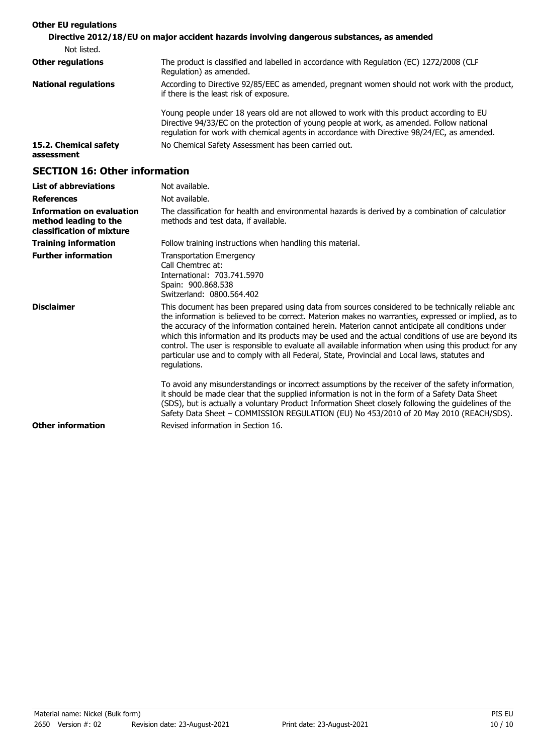**Other EU regulations**

**Directive 2012/18/EU on major accident hazards involving dangerous substances, as amended**

Not listed.

| | |
|---|---|
| **Other regulations** | The product is classified and labelled in accordance with Regulation (EC) 1272/2008 (CLP Regulation) as amended. |
| **National regulations** | According to Directive 92/85/EEC as amended, pregnant women should not work with the product, if there is the least risk of exposure.<br><br>Young people under 18 years old are not allowed to work with this product according to EU Directive 94/33/EC on the protection of young people at work, as amended. Follow national regulation for work with chemical agents in accordance with Directive 98/24/EC, as amended. |
| **15.2. Chemical safety assessment** | No Chemical Safety Assessment has been carried out. |

## SECTION 16: Other information

| | |
|---|---|
| **List of abbreviations** | Not available. |
| **References** | Not available. |
| **Information on evaluation method leading to the classification of mixture** | The classification for health and environmental hazards is derived by a combination of calculation methods and test data, if available. |
| **Training information** | Follow training instructions when handling this material. |
| **Further information** | Transportation Emergency<br>Call Chemtrec at:<br>International: 703.741.5970<br>Spain: 900.868.538<br>Switzerland: 0800.564.402 |
| **Disclaimer** | This document has been prepared using data from sources considered to be technically reliable and the information is believed to be correct. Materion makes no warranties, expressed or implied, as to the accuracy of the information contained herein. Materion cannot anticipate all conditions under which this information and its products may be used and the actual conditions of use are beyond its control. The user is responsible to evaluate all available information when using this product for any particular use and to comply with all Federal, State, Provincial and Local laws, statutes and regulations.<br><br>To avoid any misunderstandings or incorrect assumptions by the receiver of the safety information, it should be made clear that the supplied information is not in the form of a Safety Data Sheet (SDS), but is actually a voluntary Product Information Sheet closely following the guidelines of the Safety Data Sheet – COMMISSION REGULATION (EU) No 453/2010 of 20 May 2010 (REACH/SDS). |
| **Other information** | Revised information in Section 16. |